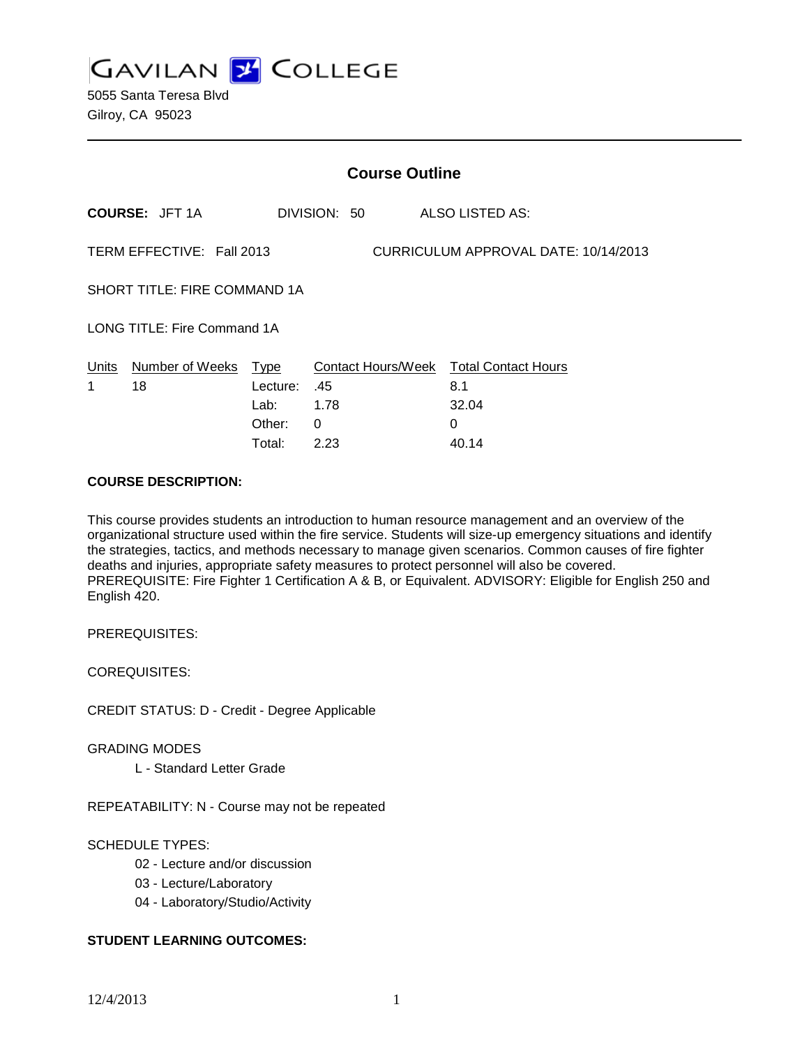# GAVILAN COLLEGE

5055 Santa Teresa Blvd
Gilroy, CA 95023

## Course Outline

**COURSE:** JFT 1A DIVISION: 50 ALSO LISTED AS:

TERM EFFECTIVE: Fall 2013 CURRICULUM APPROVAL DATE: 10/14/2013

SHORT TITLE: FIRE COMMAND 1A

LONG TITLE: Fire Command 1A

| Units | Number of Weeks | Type | Contact Hours/Week | Total Contact Hours |
|---|---|---|---|---|
| 1 | 18 | Lecture: | .45 | 8.1 |
| | | Lab: | 1.78 | 32.04 |
| | | Other: | 0 | 0 |
| | | Total: | 2.23 | 40.14 |

**COURSE DESCRIPTION:**

This course provides students an introduction to human resource management and an overview of the organizational structure used within the fire service. Students will size-up emergency situations and identify the strategies, tactics, and methods necessary to manage given scenarios. Common causes of fire fighter deaths and injuries, appropriate safety measures to protect personnel will also be covered. PREREQUISITE: Fire Fighter 1 Certification A & B, or Equivalent. ADVISORY: Eligible for English 250 and English 420.

PREREQUISITES:

COREQUISITES:

CREDIT STATUS: D - Credit - Degree Applicable

GRADING MODES

L - Standard Letter Grade

REPEATABILITY: N - Course may not be repeated

SCHEDULE TYPES:

02 - Lecture and/or discussion

03 - Lecture/Laboratory

04 - Laboratory/Studio/Activity

**STUDENT LEARNING OUTCOMES:**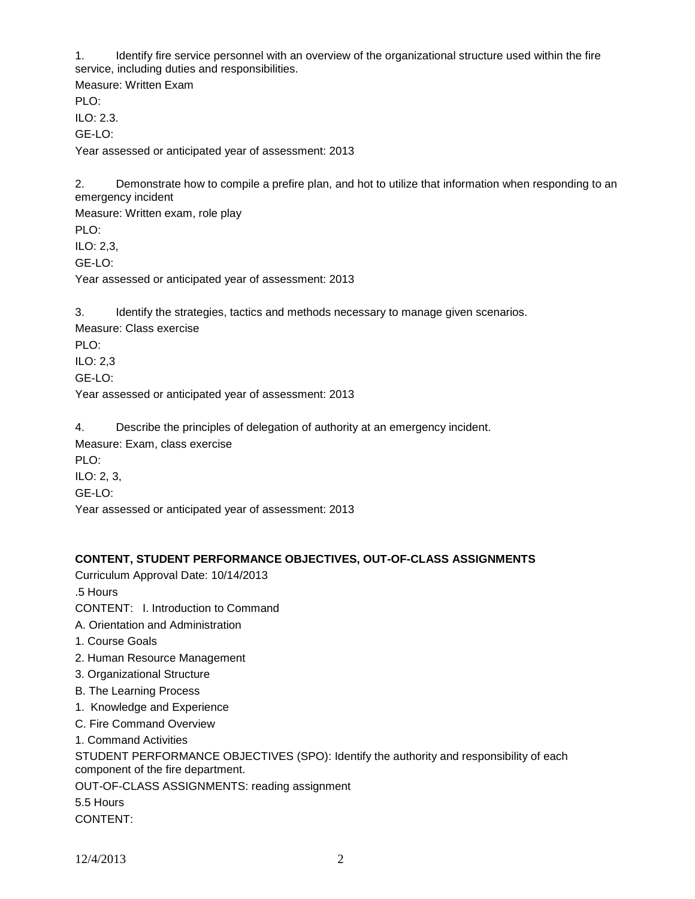1. Identify fire service personnel with an overview of the organizational structure used within the fire service, including duties and responsibilities.

Measure: Written Exam

PLO:

ILO: 2.3.

GE-LO:

Year assessed or anticipated year of assessment: 2013

2. Demonstrate how to compile a prefire plan, and hot to utilize that information when responding to an emergency incident

Measure: Written exam, role play

PLO:

ILO: 2,3,

GE-LO:

Year assessed or anticipated year of assessment: 2013

3. Identify the strategies, tactics and methods necessary to manage given scenarios.

Measure: Class exercise

PLO:

ILO: 2,3

GE-LO:

Year assessed or anticipated year of assessment: 2013

4. Describe the principles of delegation of authority at an emergency incident.

Measure: Exam, class exercise

PLO:

ILO: 2, 3,

GE-LO:

Year assessed or anticipated year of assessment: 2013

**CONTENT, STUDENT PERFORMANCE OBJECTIVES, OUT-OF-CLASS ASSIGNMENTS**

Curriculum Approval Date: 10/14/2013

.5 Hours

CONTENT: I. Introduction to Command

A. Orientation and Administration

1. Course Goals

2. Human Resource Management

3. Organizational Structure

B. The Learning Process

1. Knowledge and Experience

C. Fire Command Overview

1. Command Activities

STUDENT PERFORMANCE OBJECTIVES (SPO): Identify the authority and responsibility of each component of the fire department.

OUT-OF-CLASS ASSIGNMENTS: reading assignment

5.5 Hours

CONTENT: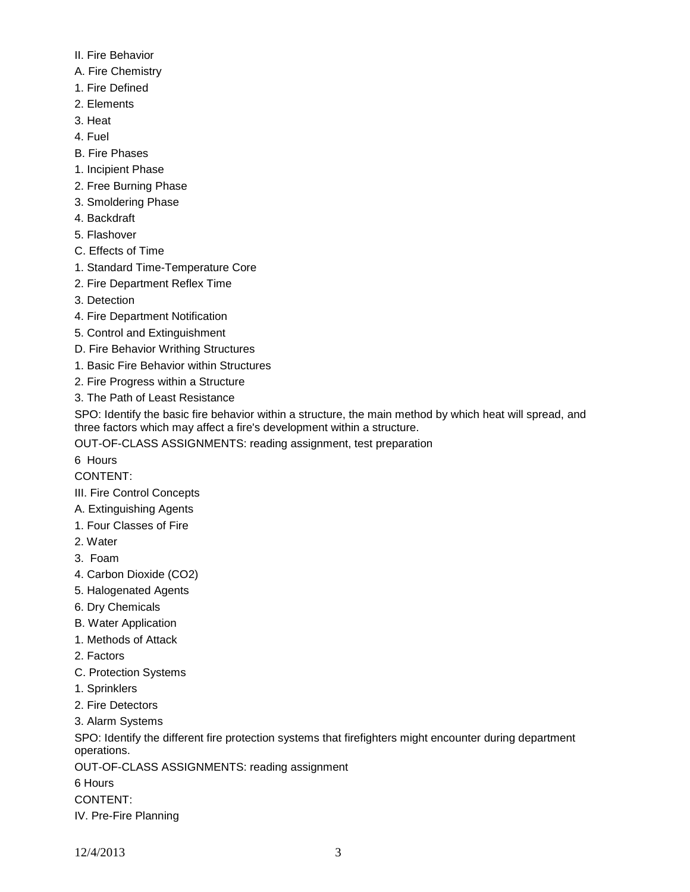II. Fire Behavior

A. Fire Chemistry

1. Fire Defined

2. Elements

3. Heat

4. Fuel

B. Fire Phases

1. Incipient Phase

2. Free Burning Phase

3. Smoldering Phase

4. Backdraft

5. Flashover

C. Effects of Time

1. Standard Time-Temperature Core

2. Fire Department Reflex Time

3. Detection

4. Fire Department Notification

5. Control and Extinguishment

D. Fire Behavior Writhing Structures

1. Basic Fire Behavior within Structures

2. Fire Progress within a Structure

3. The Path of Least Resistance

SPO: Identify the basic fire behavior within a structure, the main method by which heat will spread, and three factors which may affect a fire's development within a structure.

OUT-OF-CLASS ASSIGNMENTS: reading assignment, test preparation

6 Hours

CONTENT:

III. Fire Control Concepts

A. Extinguishing Agents

1. Four Classes of Fire

2. Water

3. Foam

4. Carbon Dioxide ($CO_2$)

5. Halogenated Agents

6. Dry Chemicals

B. Water Application

1. Methods of Attack

2. Factors

C. Protection Systems

1. Sprinklers

2. Fire Detectors

3. Alarm Systems

SPO: Identify the different fire protection systems that firefighters might encounter during department operations.

OUT-OF-CLASS ASSIGNMENTS: reading assignment

6 Hours

CONTENT:

IV. Pre-Fire Planning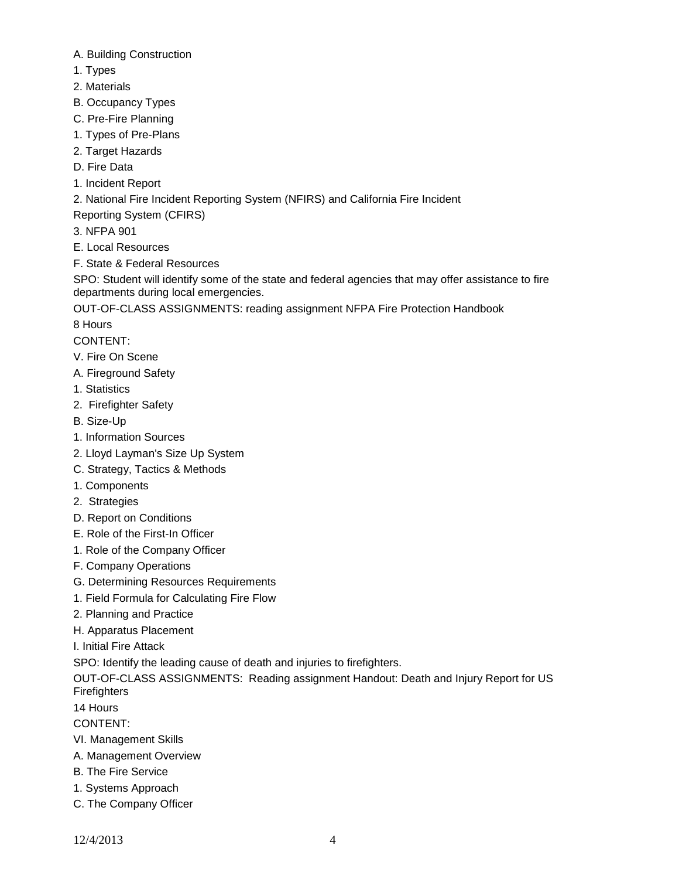A. Building Construction

1. Types

2. Materials

B. Occupancy Types

C. Pre-Fire Planning

1. Types of Pre-Plans

2. Target Hazards

D. Fire Data

1. Incident Report

2. National Fire Incident Reporting System (NFIRS) and California Fire Incident Reporting System (CFIRS)

3. NFPA 901

E. Local Resources

F. State & Federal Resources

SPO: Student will identify some of the state and federal agencies that may offer assistance to fire departments during local emergencies.

OUT-OF-CLASS ASSIGNMENTS: reading assignment NFPA Fire Protection Handbook

8 Hours

CONTENT:

V. Fire On Scene

A. Fireground Safety

1. Statistics

2. Firefighter Safety

B. Size-Up

1. Information Sources

2. Lloyd Layman's Size Up System

C. Strategy, Tactics & Methods

1. Components

2. Strategies

D. Report on Conditions

E. Role of the First-In Officer

1. Role of the Company Officer

F. Company Operations

G. Determining Resources Requirements

1. Field Formula for Calculating Fire Flow

2. Planning and Practice

H. Apparatus Placement

I. Initial Fire Attack

SPO: Identify the leading cause of death and injuries to firefighters.

OUT-OF-CLASS ASSIGNMENTS: Reading assignment Handout: Death and Injury Report for US Firefighters

14 Hours

CONTENT:

VI. Management Skills

A. Management Overview

B. The Fire Service

1. Systems Approach

C. The Company Officer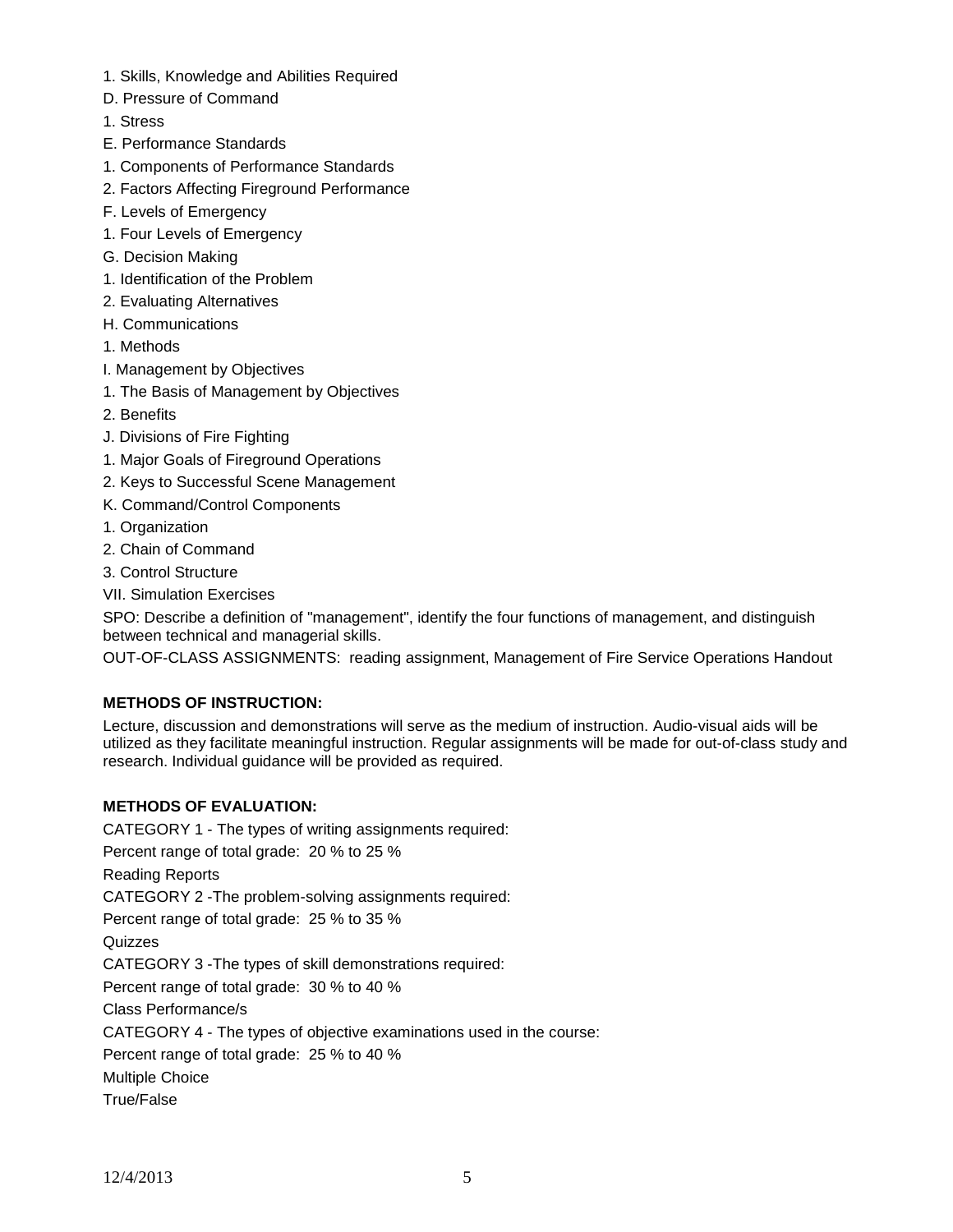1. Skills, Knowledge and Abilities Required

D. Pressure of Command

1. Stress

E. Performance Standards

1. Components of Performance Standards

2. Factors Affecting Fireground Performance

F. Levels of Emergency

1. Four Levels of Emergency

G. Decision Making

1. Identification of the Problem

2. Evaluating Alternatives

H. Communications

1. Methods

I. Management by Objectives

1. The Basis of Management by Objectives

2. Benefits

J. Divisions of Fire Fighting

1. Major Goals of Fireground Operations

2. Keys to Successful Scene Management

K. Command/Control Components

1. Organization

2. Chain of Command

3. Control Structure

VII. Simulation Exercises

SPO: Describe a definition of "management", identify the four functions of management, and distinguish between technical and managerial skills.

OUT-OF-CLASS ASSIGNMENTS: reading assignment, Management of Fire Service Operations Handout

**METHODS OF INSTRUCTION:**

Lecture, discussion and demonstrations will serve as the medium of instruction. Audio-visual aids will be utilized as they facilitate meaningful instruction. Regular assignments will be made for out-of-class study and research. Individual guidance will be provided as required.

**METHODS OF EVALUATION:**

CATEGORY 1 - The types of writing assignments required:

Percent range of total grade: 20 % to 25 %

Reading Reports

CATEGORY 2 -The problem-solving assignments required:

Percent range of total grade: 25 % to 35 %

Quizzes

CATEGORY 3 -The types of skill demonstrations required:

Percent range of total grade: 30 % to 40 %

Class Performance/s

CATEGORY 4 - The types of objective examinations used in the course:

Percent range of total grade: 25 % to 40 %

Multiple Choice

True/False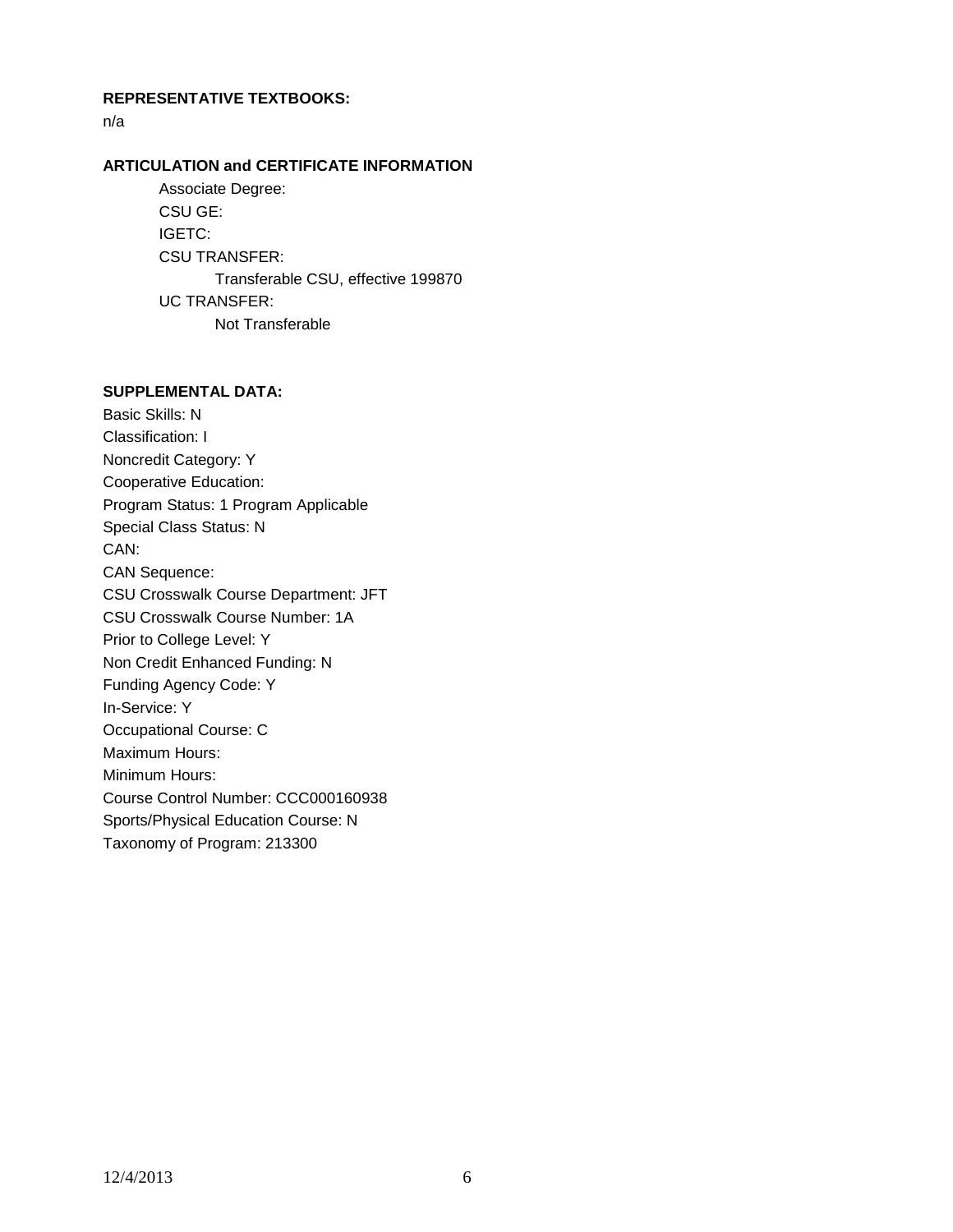**REPRESENTATIVE TEXTBOOKS:**

n/a

**ARTICULATION and CERTIFICATE INFORMATION**

Associate Degree:
CSU GE:
IGETC:
CSU TRANSFER:
Transferable CSU, effective 199870
UC TRANSFER:
Not Transferable

**SUPPLEMENTAL DATA:**

Basic Skills: N
Classification: I
Noncredit Category: Y
Cooperative Education:
Program Status: 1 Program Applicable
Special Class Status: N
CAN:
CAN Sequence:
CSU Crosswalk Course Department: JFT
CSU Crosswalk Course Number: 1A
Prior to College Level: Y
Non Credit Enhanced Funding: N
Funding Agency Code: Y
In-Service: Y
Occupational Course: C
Maximum Hours:
Minimum Hours:
Course Control Number: CCC000160938
Sports/Physical Education Course: N
Taxonomy of Program: 213300